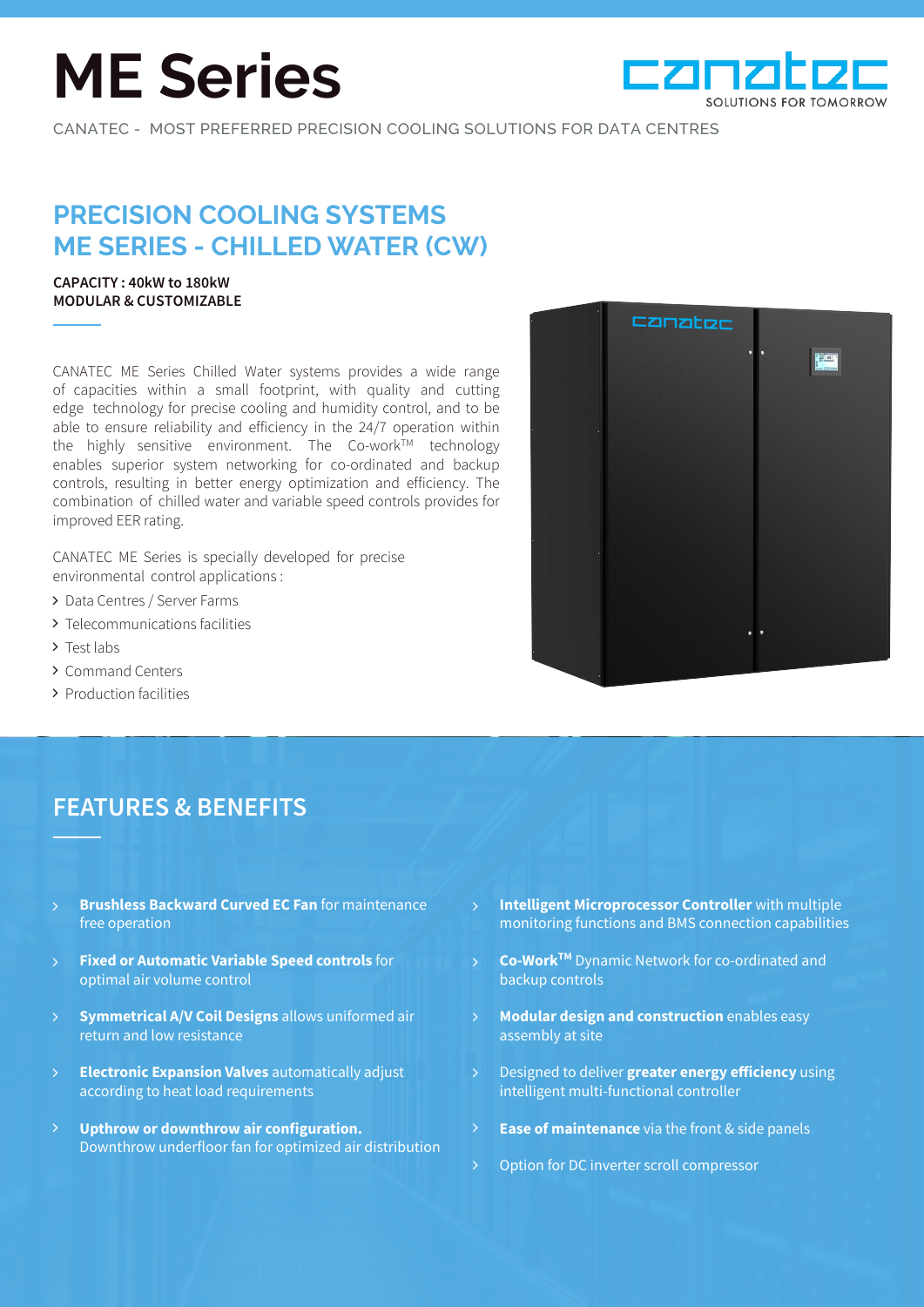# ME Series

CANATEC - MOST PREFERRED PRECISION COOLING SOLUTIONS FOR DATA CENTRES

## PRECISION COOLING SYSTEMS
## ME SERIES - CHILLED WATER (CW)

**CAPACITY : 40kW to 180kW**
**MODULAR & CUSTOMIZABLE**

CANATEC ME Series Chilled Water systems provides a wide range of capacities within a small footprint, with quality and cutting edge technology for precise cooling and humidity control, and to be able to ensure reliability and efficiency in the 24/7 operation within the highly sensitive environment. The Co-work™ technology enables superior system networking for co-ordinated and backup controls, resulting in better energy optimization and efficiency. The combination of chilled water and variable speed controls provides for improved EER rating.

CANATEC ME Series is specially developed for precise environmental control applications :

- Data Centres / Server Farms
- Telecommunications facilities
- Test labs
- Command Centers
- Production facilities

## FEATURES & BENEFITS

- **Brushless Backward Curved EC Fan** for maintenance free operation
- **Fixed or Automatic Variable Speed controls** for optimal air volume control
- **Symmetrical A/V Coil Designs** allows uniformed air return and low resistance
- **Electronic Expansion Valves** automatically adjust according to heat load requirements
- **Upthrow or downthrow air configuration.** Downthrow underfloor fan for optimized air distribution
- **Intelligent Microprocessor Controller** with multiple monitoring functions and BMS connection capabilities
- **Co-Work™** Dynamic Network for co-ordinated and backup controls
- **Modular design and construction** enables easy assembly at site
- Designed to deliver **greater energy efficiency** using intelligent multi-functional controller
- **Ease of maintenance** via the front & side panels
- Option for DC inverter scroll compressor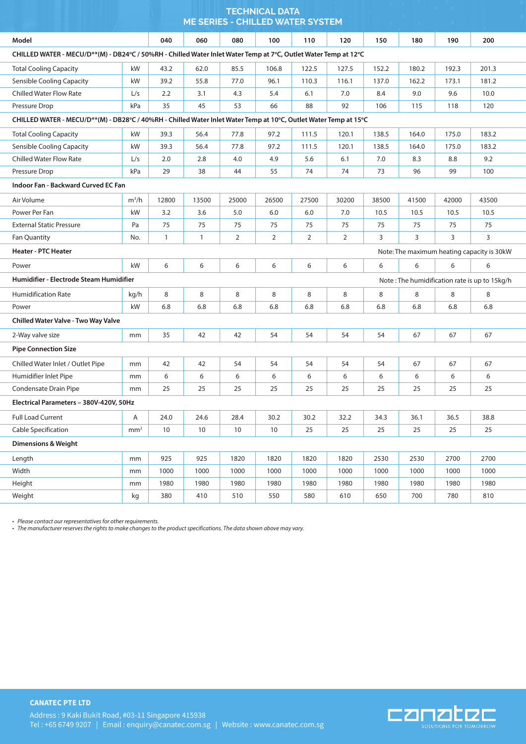# TECHNICAL DATA
## ME SERIES - CHILLED WATER SYSTEM

| Model | | 040 | 060 | 080 | 100 | 110 | 120 | 150 | 180 | 190 | 200 |
|---|---|---|---|---|---|---|---|---|---|---|---|
| **CHILLED WATER - MECU/D**(M) - DB24°C / 50%RH - Chilled Water Inlet Water Temp at 7°C, Outlet Water Temp at 12°C** | | | | | | | | | | | |
| Total Cooling Capacity | kW | 43.2 | 62.0 | 85.5 | 106.8 | 122.5 | 127.5 | 152.2 | 180.2 | 192.3 | 201.3 |
| Sensible Cooling Capacity | kW | 39.2 | 55.8 | 77.0 | 96.1 | 110.3 | 116.1 | 137.0 | 162.2 | 173.1 | 181.2 |
| Chilled Water Flow Rate | L/s | 2.2 | 3.1 | 4.3 | 5.4 | 6.1 | 7.0 | 8.4 | 9.0 | 9.6 | 10.0 |
| Pressure Drop | kPa | 35 | 45 | 53 | 66 | 88 | 92 | 106 | 115 | 118 | 120 |
| **CHILLED WATER - MECU/D**(M) - DB28°C / 40%RH - Chilled Water Inlet Water Temp at 10°C, Outlet Water Temp at 15°C** | | | | | | | | | | | |
| Total Cooling Capacity | kW | 39.3 | 56.4 | 77.8 | 97.2 | 111.5 | 120.1 | 138.5 | 164.0 | 175.0 | 183.2 |
| Sensible Cooling Capacity | kW | 39.3 | 56.4 | 77.8 | 97.2 | 111.5 | 120.1 | 138.5 | 164.0 | 175.0 | 183.2 |
| Chilled Water Flow Rate | L/s | 2.0 | 2.8 | 4.0 | 4.9 | 5.6 | 6.1 | 7.0 | 8.3 | 8.8 | 9.2 |
| Pressure Drop | kPa | 29 | 38 | 44 | 55 | 74 | 74 | 73 | 96 | 99 | 100 |
| **Indoor Fan - Backward Curved EC Fan** | | | | | | | | | | | |
| Air Volume | $m^3/h$ | 12800 | 13500 | 25000 | 26500 | 27500 | 30200 | 38500 | 41500 | 42000 | 43500 |
| Power Per Fan | kW | 3.2 | 3.6 | 5.0 | 6.0 | 6.0 | 7.0 | 10.5 | 10.5 | 10.5 | 10.5 |
| External Static Pressure | Pa | 75 | 75 | 75 | 75 | 75 | 75 | 75 | 75 | 75 | 75 |
| Fan Quantity | No. | 1 | 1 | 2 | 2 | 2 | 2 | 3 | 3 | 3 | 3 |
| **Heater - PTC Heater** | | | | | | | | Note: The maximum heating capacity is 30kW | | | |
| Power | kW | 6 | 6 | 6 | 6 | 6 | 6 | 6 | 6 | 6 | 6 |
| **Humidifier - Electrode Steam Humidifier** | | | | | | | | Note : The humidification rate is up to 15kg/h | | | |
| Humidification Rate | kg/h | 8 | 8 | 8 | 8 | 8 | 8 | 8 | 8 | 8 | 8 |
| Power | kW | 6.8 | 6.8 | 6.8 | 6.8 | 6.8 | 6.8 | 6.8 | 6.8 | 6.8 | 6.8 |
| **Chilled Water Valve - Two Way Valve** | | | | | | | | | | | |
| 2-Way valve size | mm | 35 | 42 | 42 | 54 | 54 | 54 | 54 | 67 | 67 | 67 |
| **Pipe Connection Size** | | | | | | | | | | | |
| Chilled Water Inlet / Outlet Pipe | mm | 42 | 42 | 54 | 54 | 54 | 54 | 54 | 67 | 67 | 67 |
| Humidifier Inlet Pipe | mm | 6 | 6 | 6 | 6 | 6 | 6 | 6 | 6 | 6 | 6 |
| Condensate Drain Pipe | mm | 25 | 25 | 25 | 25 | 25 | 25 | 25 | 25 | 25 | 25 |
| **Electrical Parameters – 380V-420V, 50Hz** | | | | | | | | | | | |
| Full Load Current | A | 24.0 | 24.6 | 28.4 | 30.2 | 30.2 | 32.2 | 34.3 | 36.1 | 36.5 | 38.8 |
| Cable Specification | $mm^2$ | 10 | 10 | 10 | 10 | 25 | 25 | 25 | 25 | 25 | 25 |
| **Dimensions & Weight** | | | | | | | | | | | |
| Length | mm | 925 | 925 | 1820 | 1820 | 1820 | 1820 | 2530 | 2530 | 2700 | 2700 |
| Width | mm | 1000 | 1000 | 1000 | 1000 | 1000 | 1000 | 1000 | 1000 | 1000 | 1000 |
| Height | mm | 1980 | 1980 | 1980 | 1980 | 1980 | 1980 | 1980 | 1980 | 1980 | 1980 |
| Weight | kg | 380 | 410 | 510 | 550 | 580 | 610 | 650 | 700 | 780 | 810 |

- *Please contact our representatives for other requirements.*
- *The manufacturer reserves the rights to make changes to the product specifications. The data shown above may vary.*

**CANATEC PTE LTD**

Address : 9 Kaki Bukit Road, #03-11 Singapore 415938
Tel : +65 6749 9207 | Email : enquiry@canatec.com.sg | Website : www.canatec.com.sg

canatec
SOLUTIONS FOR TOMORROW